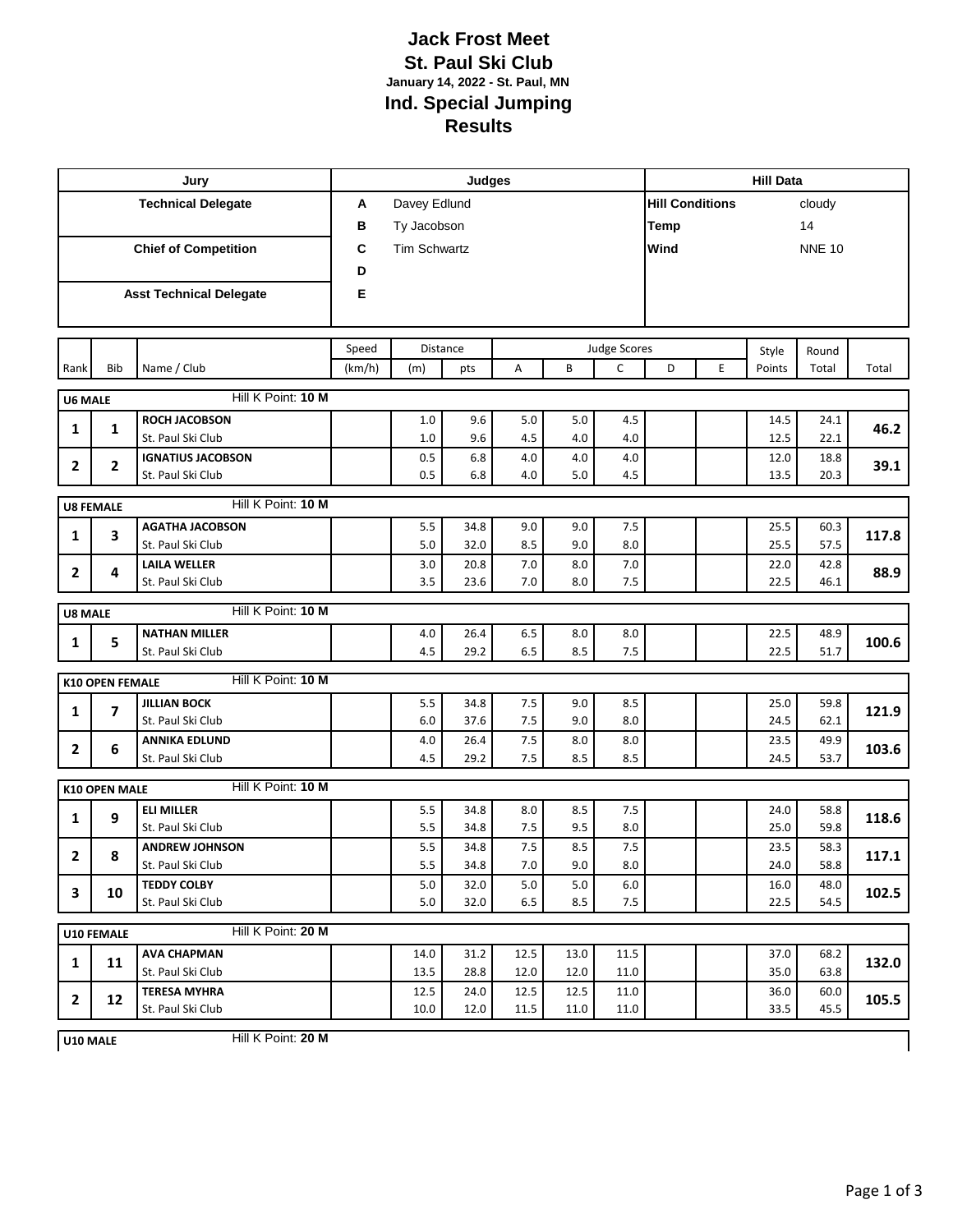# Jack Frost Meet
## St. Paul Ski Club
**January 14, 2022 - St. Paul, MN**
## Ind. Special Jumping
## Results

| Jury | Judges | | Hill Data | |
|---|---|---|---|---|
| **Technical Delegate** | **A** | Davey Edlund | **Hill Conditions** | cloudy |
| | **B** | Ty Jacobson | **Temp** | 14 |
| **Chief of Competition** | **C** | Tim Schwartz | **Wind** | NNE 10 |
| | **D** | | | |
| **Asst Technical Delegate** | **E** | | | |

| Rank | Bib | Name / Club | Speed (km/h) | Distance (m) | Distance pts | A | B | C | D | E | Style Points | Round Total | Total |
|---|---|---|---|---|---|---|---|---|---|---|---|---|---|
| **U6 MALE** | | Hill K Point: **10 M** | | | | | | | | | | | |
| 1 | 1 | **ROCH JACOBSON** | | 1.0 | 9.6 | 5.0 | 5.0 | 4.5 | | | 14.5 | 24.1 | **46.2** |
| | | St. Paul Ski Club | | 1.0 | 9.6 | 4.5 | 4.0 | 4.0 | | | 12.5 | 22.1 | |
| 2 | 2 | **IGNATIUS JACOBSON** | | 0.5 | 6.8 | 4.0 | 4.0 | 4.0 | | | 12.0 | 18.8 | **39.1** |
| | | St. Paul Ski Club | | 0.5 | 6.8 | 4.0 | 5.0 | 4.5 | | | 13.5 | 20.3 | |
| **U8 FEMALE** | | Hill K Point: **10 M** | | | | | | | | | | | |
| 1 | 3 | **AGATHA JACOBSON** | | 5.5 | 34.8 | 9.0 | 9.0 | 7.5 | | | 25.5 | 60.3 | **117.8** |
| | | St. Paul Ski Club | | 5.0 | 32.0 | 8.5 | 9.0 | 8.0 | | | 25.5 | 57.5 | |
| 2 | 4 | **LAILA WELLER** | | 3.0 | 20.8 | 7.0 | 8.0 | 7.0 | | | 22.0 | 42.8 | **88.9** |
| | | St. Paul Ski Club | | 3.5 | 23.6 | 7.0 | 8.0 | 7.5 | | | 22.5 | 46.1 | |
| **U8 MALE** | | Hill K Point: **10 M** | | | | | | | | | | | |
| 1 | 5 | **NATHAN MILLER** | | 4.0 | 26.4 | 6.5 | 8.0 | 8.0 | | | 22.5 | 48.9 | **100.6** |
| | | St. Paul Ski Club | | 4.5 | 29.2 | 6.5 | 8.5 | 7.5 | | | 22.5 | 51.7 | |
| **K10 OPEN FEMALE** | | Hill K Point: **10 M** | | | | | | | | | | | |
| 1 | 7 | **JILLIAN BOCK** | | 5.5 | 34.8 | 7.5 | 9.0 | 8.5 | | | 25.0 | 59.8 | **121.9** |
| | | St. Paul Ski Club | | 6.0 | 37.6 | 7.5 | 9.0 | 8.0 | | | 24.5 | 62.1 | |
| 2 | 6 | **ANNIKA EDLUND** | | 4.0 | 26.4 | 7.5 | 8.0 | 8.0 | | | 23.5 | 49.9 | **103.6** |
| | | St. Paul Ski Club | | 4.5 | 29.2 | 7.5 | 8.5 | 8.5 | | | 24.5 | 53.7 | |
| **K10 OPEN MALE** | | Hill K Point: **10 M** | | | | | | | | | | | |
| 1 | 9 | **ELI MILLER** | | 5.5 | 34.8 | 8.0 | 8.5 | 7.5 | | | 24.0 | 58.8 | **118.6** |
| | | St. Paul Ski Club | | 5.5 | 34.8 | 7.5 | 9.5 | 8.0 | | | 25.0 | 59.8 | |
| 2 | 8 | **ANDREW JOHNSON** | | 5.5 | 34.8 | 7.5 | 8.5 | 7.5 | | | 23.5 | 58.3 | **117.1** |
| | | St. Paul Ski Club | | 5.5 | 34.8 | 7.0 | 9.0 | 8.0 | | | 24.0 | 58.8 | |
| 3 | 10 | **TEDDY COLBY** | | 5.0 | 32.0 | 5.0 | 5.0 | 6.0 | | | 16.0 | 48.0 | **102.5** |
| | | St. Paul Ski Club | | 5.0 | 32.0 | 6.5 | 8.5 | 7.5 | | | 22.5 | 54.5 | |
| **U10 FEMALE** | | Hill K Point: **20 M** | | | | | | | | | | | |
| 1 | 11 | **AVA CHAPMAN** | | 14.0 | 31.2 | 12.5 | 13.0 | 11.5 | | | 37.0 | 68.2 | **132.0** |
| | | St. Paul Ski Club | | 13.5 | 28.8 | 12.0 | 12.0 | 11.0 | | | 35.0 | 63.8 | |
| 2 | 12 | **TERESA MYHRA** | | 12.5 | 24.0 | 12.5 | 12.5 | 11.0 | | | 36.0 | 60.0 | **105.5** |
| | | St. Paul Ski Club | | 10.0 | 12.0 | 11.5 | 11.0 | 11.0 | | | 33.5 | 45.5 | |
| **U10 MALE** | | Hill K Point: **20 M** | | | | | | | | | | | |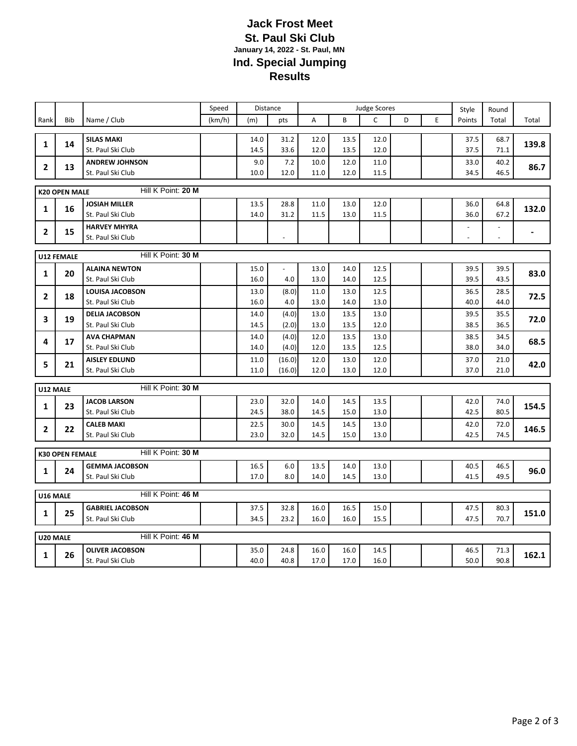# Jack Frost Meet
## St. Paul Ski Club
**January 14, 2022 - St. Paul, MN**
## Ind. Special Jumping
## Results

| Rank | Bib | Name / Club | Speed (km/h) | Distance (m) | Distance pts | A | B | C | D | E | Style Points | Round Total | Total |
|---|---|---|---|---|---|---|---|---|---|---|---|---|---|
| **1** | **14** | **SILAS MAKI** | | 14.0 | 31.2 | 12.0 | 13.5 | 12.0 | | | 37.5 | 68.7 | **139.8** |
| | | St. Paul Ski Club | | 14.5 | 33.6 | 12.0 | 13.5 | 12.0 | | | 37.5 | 71.1 | |
| **2** | **13** | **ANDREW JOHNSON** | | 9.0 | 7.2 | 10.0 | 12.0 | 11.0 | | | 33.0 | 40.2 | **86.7** |
| | | St. Paul Ski Club | | 10.0 | 12.0 | 11.0 | 12.0 | 11.5 | | | 34.5 | 46.5 | |
| **K20 OPEN MALE** | | Hill K Point: **20 M** | | | | | | | | | | | |
| **1** | **16** | **JOSIAH MILLER** | | 13.5 | 28.8 | 11.0 | 13.0 | 12.0 | | | 36.0 | 64.8 | **132.0** |
| | | St. Paul Ski Club | | 14.0 | 31.2 | 11.5 | 13.0 | 11.5 | | | 36.0 | 67.2 | |
| **2** | **15** | **HARVEY MHYRA** | | | | | | | | | - | - | **-** |
| | | St. Paul Ski Club | | | - | | | | | | - | - | |
| **U12 FEMALE** | | Hill K Point: **30 M** | | | | | | | | | | | |
| **1** | **20** | **ALAINA NEWTON** | | 15.0 | - | 13.0 | 14.0 | 12.5 | | | 39.5 | 39.5 | **83.0** |
| | | St. Paul Ski Club | | 16.0 | 4.0 | 13.0 | 14.0 | 12.5 | | | 39.5 | 43.5 | |
| **2** | **18** | **LOUISA JACOBSON** | | 13.0 | (8.0) | 11.0 | 13.0 | 12.5 | | | 36.5 | 28.5 | **72.5** |
| | | St. Paul Ski Club | | 16.0 | 4.0 | 13.0 | 14.0 | 13.0 | | | 40.0 | 44.0 | |
| **3** | **19** | **DELIA JACOBSON** | | 14.0 | (4.0) | 13.0 | 13.5 | 13.0 | | | 39.5 | 35.5 | **72.0** |
| | | St. Paul Ski Club | | 14.5 | (2.0) | 13.0 | 13.5 | 12.0 | | | 38.5 | 36.5 | |
| **4** | **17** | **AVA CHAPMAN** | | 14.0 | (4.0) | 12.0 | 13.5 | 13.0 | | | 38.5 | 34.5 | **68.5** |
| | | St. Paul Ski Club | | 14.0 | (4.0) | 12.0 | 13.5 | 12.5 | | | 38.0 | 34.0 | |
| **5** | **21** | **AISLEY EDLUND** | | 11.0 | (16.0) | 12.0 | 13.0 | 12.0 | | | 37.0 | 21.0 | **42.0** |
| | | St. Paul Ski Club | | 11.0 | (16.0) | 12.0 | 13.0 | 12.0 | | | 37.0 | 21.0 | |
| **U12 MALE** | | Hill K Point: **30 M** | | | | | | | | | | | |
| **1** | **23** | **JACOB LARSON** | | 23.0 | 32.0 | 14.0 | 14.5 | 13.5 | | | 42.0 | 74.0 | **154.5** |
| | | St. Paul Ski Club | | 24.5 | 38.0 | 14.5 | 15.0 | 13.0 | | | 42.5 | 80.5 | |
| **2** | **22** | **CALEB MAKI** | | 22.5 | 30.0 | 14.5 | 14.5 | 13.0 | | | 42.0 | 72.0 | **146.5** |
| | | St. Paul Ski Club | | 23.0 | 32.0 | 14.5 | 15.0 | 13.0 | | | 42.5 | 74.5 | |
| **K30 OPEN FEMALE** | | Hill K Point: **30 M** | | | | | | | | | | | |
| **1** | **24** | **GEMMA JACOBSON** | | 16.5 | 6.0 | 13.5 | 14.0 | 13.0 | | | 40.5 | 46.5 | **96.0** |
| | | St. Paul Ski Club | | 17.0 | 8.0 | 14.0 | 14.5 | 13.0 | | | 41.5 | 49.5 | |
| **U16 MALE** | | Hill K Point: **46 M** | | | | | | | | | | | |
| **1** | **25** | **GABRIEL JACOBSON** | | 37.5 | 32.8 | 16.0 | 16.5 | 15.0 | | | 47.5 | 80.3 | **151.0** |
| | | St. Paul Ski Club | | 34.5 | 23.2 | 16.0 | 16.0 | 15.5 | | | 47.5 | 70.7 | |
| **U20 MALE** | | Hill K Point: **46 M** | | | | | | | | | | | |
| **1** | **26** | **OLIVER JACOBSON** | | 35.0 | 24.8 | 16.0 | 16.0 | 14.5 | | | 46.5 | 71.3 | **162.1** |
| | | St. Paul Ski Club | | 40.0 | 40.8 | 17.0 | 17.0 | 16.0 | | | 50.0 | 90.8 | |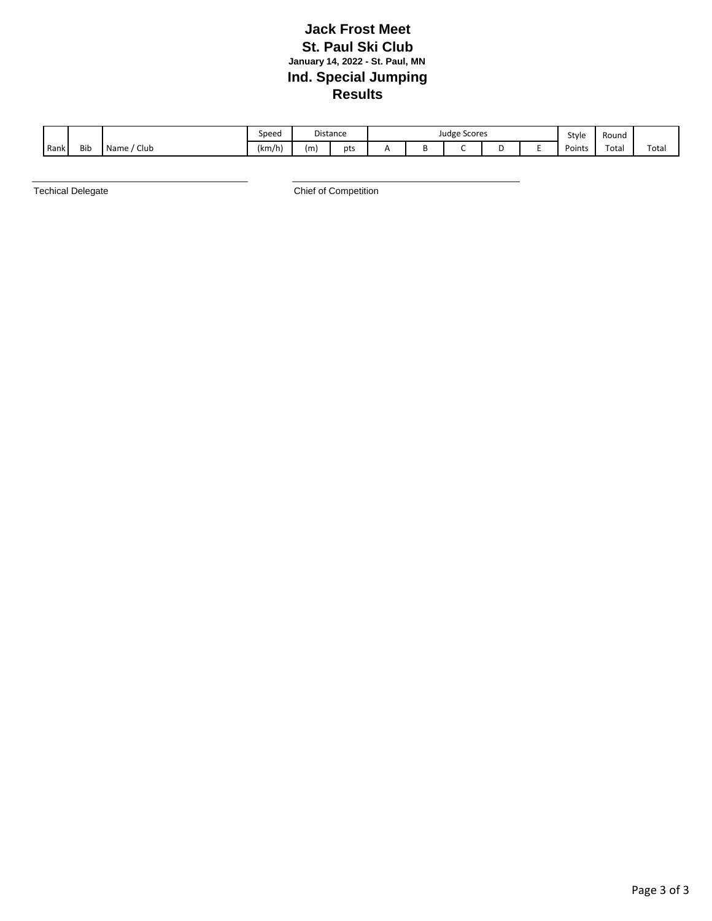# Jack Frost Meet

## St. Paul Ski Club

### January 14, 2022 - St. Paul, MN

## Ind. Special Jumping

## Results

| | | | Speed | Distance | | Judge Scores | | | | | Style | Round | |
|---|---|---|---|---|---|---|---|---|---|---|---|---|---|
| Rank | Bib | Name / Club | (km/h) | (m) | pts | A | B | C | D | E | Points | Total | Total |

Techical Delegate

Chief of Competition